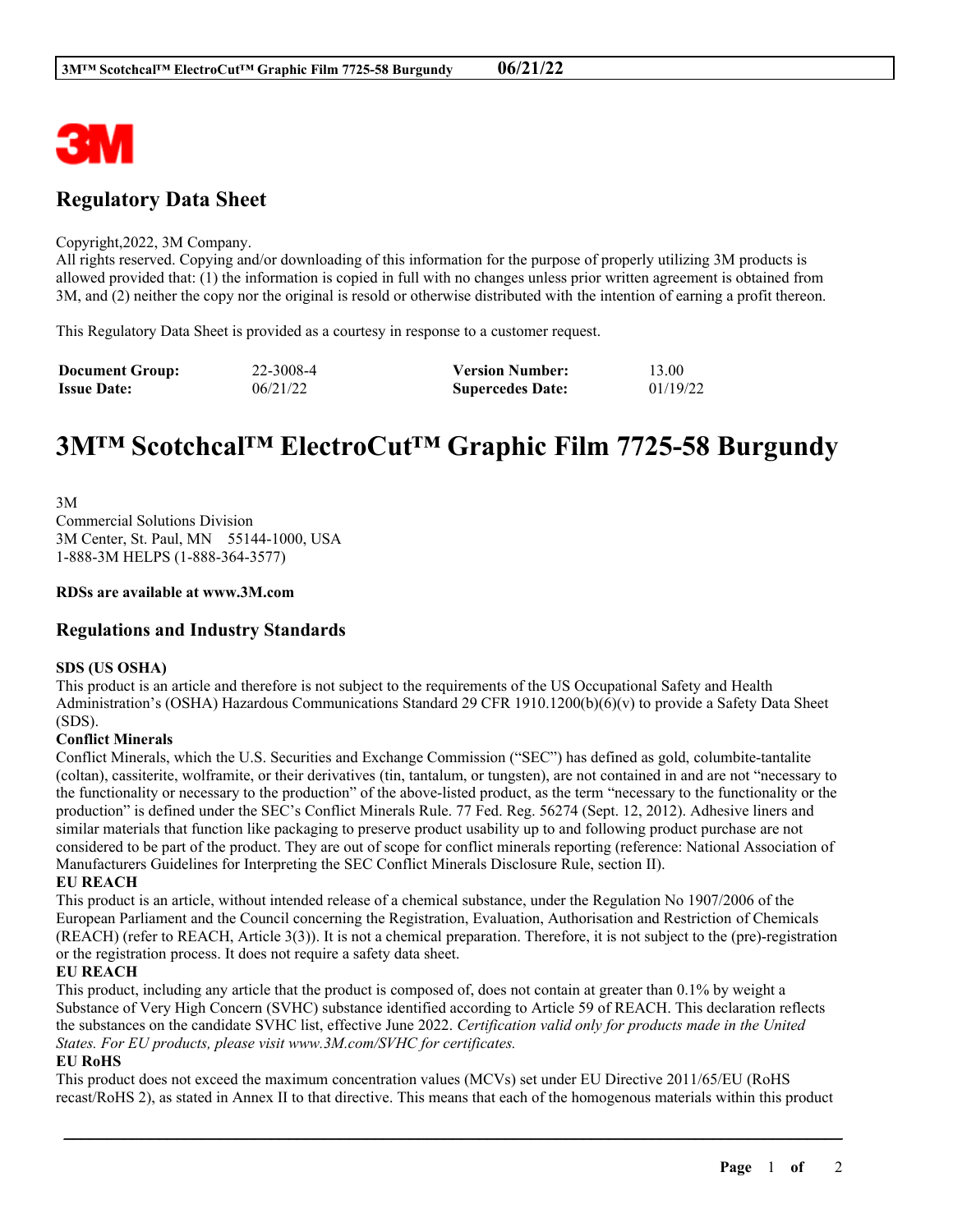# Regulatory Data Sheet

Copyright,2022, 3M Company.
All rights reserved. Copying and/or downloading of this information for the purpose of properly utilizing 3M products is allowed provided that: (1) the information is copied in full with no changes unless prior written agreement is obtained from 3M, and (2) neither the copy nor the original is resold or otherwise distributed with the intention of earning a profit thereon.

This Regulatory Data Sheet is provided as a courtesy in response to a customer request.

| | | | |
|---|---|---|---|
| **Document Group:** | 22-3008-4 | **Version Number:** | 13.00 |
| **Issue Date:** | 06/21/22 | **Supercedes Date:** | 01/19/22 |

# 3M™ Scotchcal™ ElectroCut™ Graphic Film 7725-58 Burgundy

3M
Commercial Solutions Division
3M Center, St. Paul, MN 55144-1000, USA
1-888-3M HELPS (1-888-364-3577)

**RDSs are available at www.3M.com**

## Regulations and Industry Standards

**SDS (US OSHA)**
This product is an article and therefore is not subject to the requirements of the US Occupational Safety and Health Administration's (OSHA) Hazardous Communications Standard 29 CFR 1910.1200(b)(6)(v) to provide a Safety Data Sheet (SDS).

**Conflict Minerals**
Conflict Minerals, which the U.S. Securities and Exchange Commission ("SEC") has defined as gold, columbite-tantalite (coltan), cassiterite, wolframite, or their derivatives (tin, tantalum, or tungsten), are not contained in and are not "necessary to the functionality or necessary to the production" of the above-listed product, as the term "necessary to the functionality or the production" is defined under the SEC's Conflict Minerals Rule. 77 Fed. Reg. 56274 (Sept. 12, 2012). Adhesive liners and similar materials that function like packaging to preserve product usability up to and following product purchase are not considered to be part of the product. They are out of scope for conflict minerals reporting (reference: National Association of Manufacturers Guidelines for Interpreting the SEC Conflict Minerals Disclosure Rule, section II).

**EU REACH**
This product is an article, without intended release of a chemical substance, under the Regulation No 1907/2006 of the European Parliament and the Council concerning the Registration, Evaluation, Authorisation and Restriction of Chemicals (REACH) (refer to REACH, Article 3(3)). It is not a chemical preparation. Therefore, it is not subject to the (pre)-registration or the registration process. It does not require a safety data sheet.

**EU REACH**
This product, including any article that the product is composed of, does not contain at greater than 0.1% by weight a Substance of Very High Concern (SVHC) substance identified according to Article 59 of REACH. This declaration reflects the substances on the candidate SVHC list, effective June 2022. *Certification valid only for products made in the United States. For EU products, please visit www.3M.com/SVHC for certificates.*

**EU RoHS**
This product does not exceed the maximum concentration values (MCVs) set under EU Directive 2011/65/EU (RoHS recast/RoHS 2), as stated in Annex II to that directive. This means that each of the homogenous materials within this product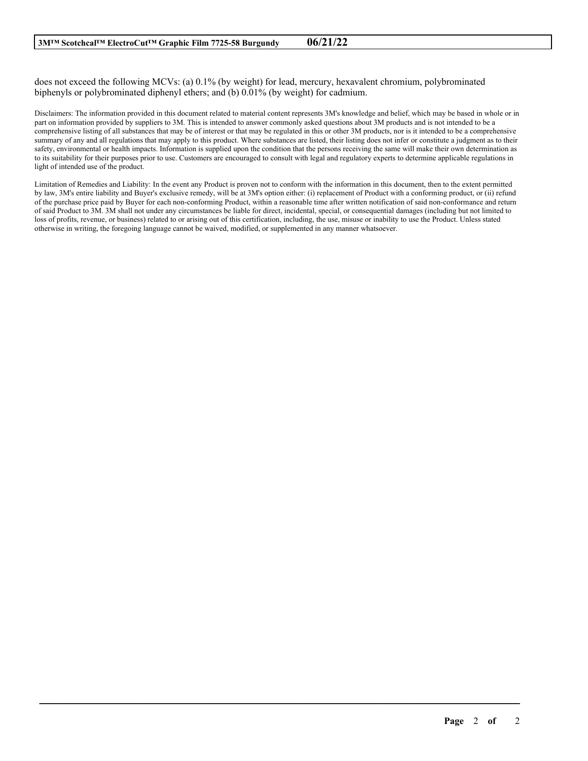does not exceed the following MCVs: (a) 0.1% (by weight) for lead, mercury, hexavalent chromium, polybrominated biphenyls or polybrominated diphenyl ethers; and (b) 0.01% (by weight) for cadmium.

Disclaimers: The information provided in this document related to material content represents 3M's knowledge and belief, which may be based in whole or in part on information provided by suppliers to 3M. This is intended to answer commonly asked questions about 3M products and is not intended to be a comprehensive listing of all substances that may be of interest or that may be regulated in this or other 3M products, nor is it intended to be a comprehensive summary of any and all regulations that may apply to this product. Where substances are listed, their listing does not infer or constitute a judgment as to their safety, environmental or health impacts. Information is supplied upon the condition that the persons receiving the same will make their own determination as to its suitability for their purposes prior to use. Customers are encouraged to consult with legal and regulatory experts to determine applicable regulations in light of intended use of the product.

Limitation of Remedies and Liability: In the event any Product is proven not to conform with the information in this document, then to the extent permitted by law, 3M's entire liability and Buyer's exclusive remedy, will be at 3M's option either: (i) replacement of Product with a conforming product, or (ii) refund of the purchase price paid by Buyer for each non-conforming Product, within a reasonable time after written notification of said non-conformance and return of said Product to 3M. 3M shall not under any circumstances be liable for direct, incidental, special, or consequential damages (including but not limited to loss of profits, revenue, or business) related to or arising out of this certification, including, the use, misuse or inability to use the Product. Unless stated otherwise in writing, the foregoing language cannot be waived, modified, or supplemented in any manner whatsoever.